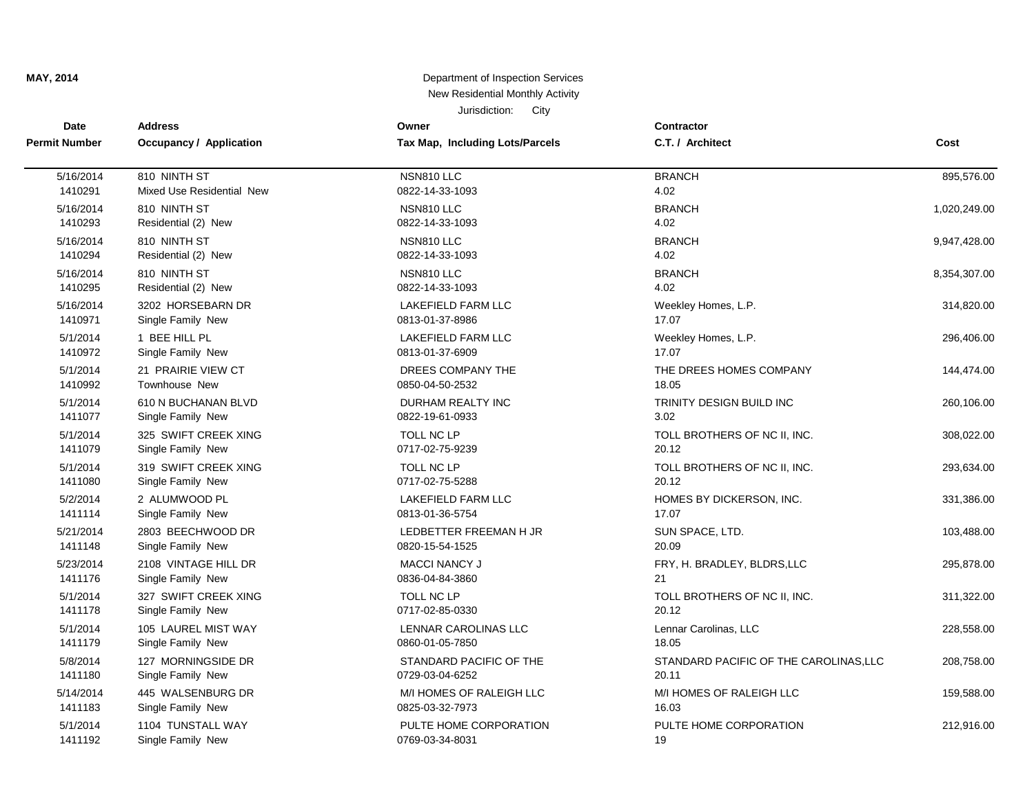MAY, 2014

# Department of Inspection Services

## New Residential Monthly Activity

Jurisdiction: City

| Date / Permit Number | Address / Occupancy / Application | Owner / Tax Map, Including Lots/Parcels | Contractor / C.T. / Architect | Cost |
|---|---|---|---|---|
| 5/16/2014<br>1410291 | 810 NINTH ST<br>Mixed Use Residential New | NSN810 LLC<br>0822-14-33-1093 | BRANCH<br>4.02 | 895,576.00 |
| 5/16/2014<br>1410293 | 810 NINTH ST<br>Residential (2) New | NSN810 LLC<br>0822-14-33-1093 | BRANCH<br>4.02 | 1,020,249.00 |
| 5/16/2014<br>1410294 | 810 NINTH ST<br>Residential (2) New | NSN810 LLC<br>0822-14-33-1093 | BRANCH<br>4.02 | 9,947,428.00 |
| 5/16/2014<br>1410295 | 810 NINTH ST<br>Residential (2) New | NSN810 LLC<br>0822-14-33-1093 | BRANCH<br>4.02 | 8,354,307.00 |
| 5/16/2014<br>1410971 | 3202 HORSEBARN DR<br>Single Family New | LAKEFIELD FARM LLC<br>0813-01-37-8986 | Weekley Homes, L.P.<br>17.07 | 314,820.00 |
| 5/1/2014<br>1410972 | 1 BEE HILL PL<br>Single Family New | LAKEFIELD FARM LLC<br>0813-01-37-6909 | Weekley Homes, L.P.<br>17.07 | 296,406.00 |
| 5/1/2014<br>1410992 | 21 PRAIRIE VIEW CT<br>Townhouse New | DREES COMPANY THE<br>0850-04-50-2532 | THE DREES HOMES COMPANY<br>18.05 | 144,474.00 |
| 5/1/2014<br>1411077 | 610 N BUCHANAN BLVD<br>Single Family New | DURHAM REALTY INC<br>0822-19-61-0933 | TRINITY DESIGN BUILD INC<br>3.02 | 260,106.00 |
| 5/1/2014<br>1411079 | 325 SWIFT CREEK XING<br>Single Family New | TOLL NC LP<br>0717-02-75-9239 | TOLL BROTHERS OF NC II, INC.<br>20.12 | 308,022.00 |
| 5/1/2014<br>1411080 | 319 SWIFT CREEK XING<br>Single Family New | TOLL NC LP<br>0717-02-75-5288 | TOLL BROTHERS OF NC II, INC.<br>20.12 | 293,634.00 |
| 5/2/2014<br>1411114 | 2 ALUMWOOD PL<br>Single Family New | LAKEFIELD FARM LLC<br>0813-01-36-5754 | HOMES BY DICKERSON, INC.<br>17.07 | 331,386.00 |
| 5/21/2014<br>1411148 | 2803 BEECHWOOD DR<br>Single Family New | LEDBETTER FREEMAN H JR<br>0820-15-54-1525 | SUN SPACE, LTD.<br>20.09 | 103,488.00 |
| 5/23/2014<br>1411176 | 2108 VINTAGE HILL DR<br>Single Family New | MACCI NANCY J<br>0836-04-84-3860 | FRY, H. BRADLEY, BLDRS,LLC<br>21 | 295,878.00 |
| 5/1/2014<br>1411178 | 327 SWIFT CREEK XING<br>Single Family New | TOLL NC LP<br>0717-02-85-0330 | TOLL BROTHERS OF NC II, INC.<br>20.12 | 311,322.00 |
| 5/1/2014<br>1411179 | 105 LAUREL MIST WAY<br>Single Family New | LENNAR CAROLINAS LLC<br>0860-01-05-7850 | Lennar Carolinas, LLC<br>18.05 | 228,558.00 |
| 5/8/2014<br>1411180 | 127 MORNINGSIDE DR<br>Single Family New | STANDARD PACIFIC OF THE<br>0729-03-04-6252 | STANDARD PACIFIC OF THE CAROLINAS,LLC<br>20.11 | 208,758.00 |
| 5/14/2014<br>1411183 | 445 WALSENBURG DR<br>Single Family New | M/I HOMES OF RALEIGH LLC<br>0825-03-32-7973 | M/I HOMES OF RALEIGH LLC<br>16.03 | 159,588.00 |
| 5/1/2014<br>1411192 | 1104 TUNSTALL WAY<br>Single Family New | PULTE HOME CORPORATION<br>0769-03-34-8031 | PULTE HOME CORPORATION<br>19 | 212,916.00 |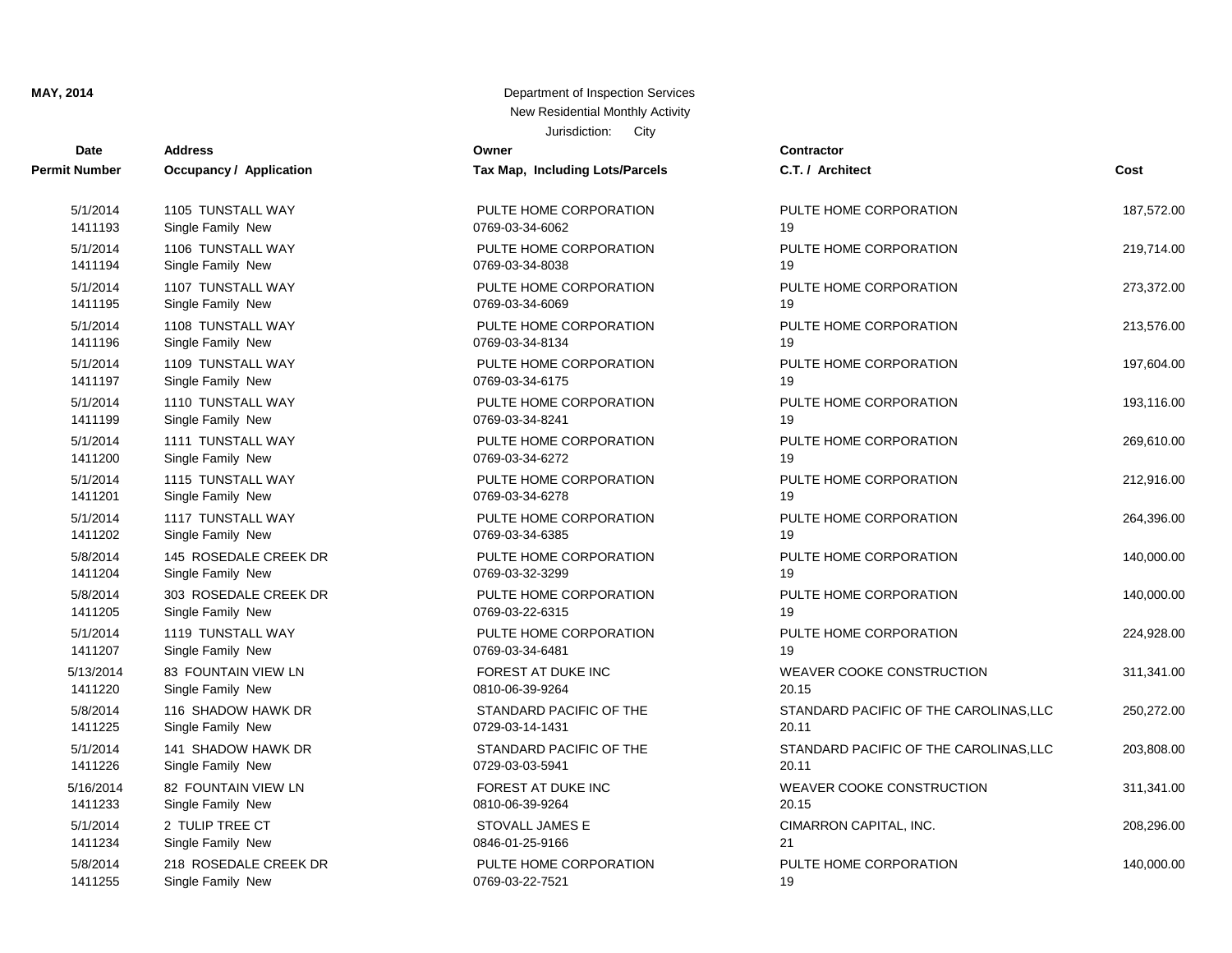**MAY, 2014**

Department of Inspection Services
New Residential Monthly Activity
Jurisdiction: City

| Date / Permit Number | Address / Occupancy / Application | Owner / Tax Map, Including Lots/Parcels | Contractor / C.T. / Architect | Cost |
|---|---|---|---|---|
| 5/1/2014<br>1411193 | 1105 TUNSTALL WAY<br>Single Family New | PULTE HOME CORPORATION<br>0769-03-34-6062 | PULTE HOME CORPORATION<br>19 | 187,572.00 |
| 5/1/2014<br>1411194 | 1106 TUNSTALL WAY<br>Single Family New | PULTE HOME CORPORATION<br>0769-03-34-8038 | PULTE HOME CORPORATION<br>19 | 219,714.00 |
| 5/1/2014<br>1411195 | 1107 TUNSTALL WAY<br>Single Family New | PULTE HOME CORPORATION<br>0769-03-34-6069 | PULTE HOME CORPORATION<br>19 | 273,372.00 |
| 5/1/2014<br>1411196 | 1108 TUNSTALL WAY<br>Single Family New | PULTE HOME CORPORATION<br>0769-03-34-8134 | PULTE HOME CORPORATION<br>19 | 213,576.00 |
| 5/1/2014<br>1411197 | 1109 TUNSTALL WAY<br>Single Family New | PULTE HOME CORPORATION<br>0769-03-34-6175 | PULTE HOME CORPORATION<br>19 | 197,604.00 |
| 5/1/2014<br>1411199 | 1110 TUNSTALL WAY<br>Single Family New | PULTE HOME CORPORATION<br>0769-03-34-8241 | PULTE HOME CORPORATION<br>19 | 193,116.00 |
| 5/1/2014<br>1411200 | 1111 TUNSTALL WAY<br>Single Family New | PULTE HOME CORPORATION<br>0769-03-34-6272 | PULTE HOME CORPORATION<br>19 | 269,610.00 |
| 5/1/2014<br>1411201 | 1115 TUNSTALL WAY<br>Single Family New | PULTE HOME CORPORATION<br>0769-03-34-6278 | PULTE HOME CORPORATION<br>19 | 212,916.00 |
| 5/1/2014<br>1411202 | 1117 TUNSTALL WAY<br>Single Family New | PULTE HOME CORPORATION<br>0769-03-34-6385 | PULTE HOME CORPORATION<br>19 | 264,396.00 |
| 5/8/2014<br>1411204 | 145 ROSEDALE CREEK DR<br>Single Family New | PULTE HOME CORPORATION<br>0769-03-32-3299 | PULTE HOME CORPORATION<br>19 | 140,000.00 |
| 5/8/2014<br>1411205 | 303 ROSEDALE CREEK DR<br>Single Family New | PULTE HOME CORPORATION<br>0769-03-22-6315 | PULTE HOME CORPORATION<br>19 | 140,000.00 |
| 5/1/2014<br>1411207 | 1119 TUNSTALL WAY<br>Single Family New | PULTE HOME CORPORATION<br>0769-03-34-6481 | PULTE HOME CORPORATION<br>19 | 224,928.00 |
| 5/13/2014<br>1411220 | 83 FOUNTAIN VIEW LN<br>Single Family New | FOREST AT DUKE INC<br>0810-06-39-9264 | WEAVER COOKE CONSTRUCTION<br>20.15 | 311,341.00 |
| 5/8/2014<br>1411225 | 116 SHADOW HAWK DR<br>Single Family New | STANDARD PACIFIC OF THE<br>0729-03-14-1431 | STANDARD PACIFIC OF THE CAROLINAS,LLC<br>20.11 | 250,272.00 |
| 5/1/2014<br>1411226 | 141 SHADOW HAWK DR<br>Single Family New | STANDARD PACIFIC OF THE<br>0729-03-03-5941 | STANDARD PACIFIC OF THE CAROLINAS,LLC<br>20.11 | 203,808.00 |
| 5/16/2014<br>1411233 | 82 FOUNTAIN VIEW LN<br>Single Family New | FOREST AT DUKE INC<br>0810-06-39-9264 | WEAVER COOKE CONSTRUCTION<br>20.15 | 311,341.00 |
| 5/1/2014<br>1411234 | 2 TULIP TREE CT<br>Single Family New | STOVALL JAMES E<br>0846-01-25-9166 | CIMARRON CAPITAL, INC.<br>21 | 208,296.00 |
| 5/8/2014<br>1411255 | 218 ROSEDALE CREEK DR<br>Single Family New | PULTE HOME CORPORATION<br>0769-03-22-7521 | PULTE HOME CORPORATION<br>19 | 140,000.00 |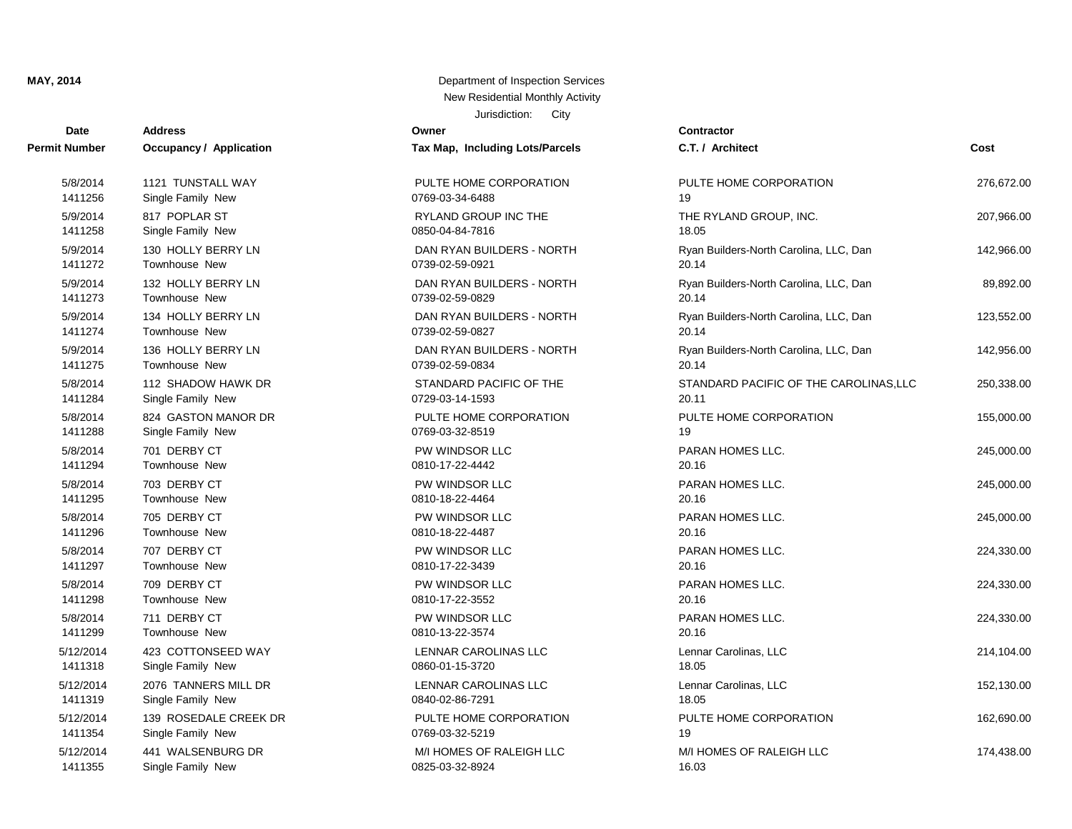**MAY, 2014**

Department of Inspection Services
New Residential Monthly Activity
Jurisdiction: City

| Date / Permit Number | Address / Occupancy / Application | Owner / Tax Map, Including Lots/Parcels | Contractor / C.T. / Architect | Cost |
|---|---|---|---|---|
| 5/8/2014<br>1411256 | 1121 TUNSTALL WAY<br>Single Family New | PULTE HOME CORPORATION<br>0769-03-34-6488 | PULTE HOME CORPORATION<br>19 | 276,672.00 |
| 5/9/2014<br>1411258 | 817 POPLAR ST<br>Single Family New | RYLAND GROUP INC THE<br>0850-04-84-7816 | THE RYLAND GROUP, INC.<br>18.05 | 207,966.00 |
| 5/9/2014<br>1411272 | 130 HOLLY BERRY LN<br>Townhouse New | DAN RYAN BUILDERS - NORTH<br>0739-02-59-0921 | Ryan Builders-North Carolina, LLC, Dan<br>20.14 | 142,966.00 |
| 5/9/2014<br>1411273 | 132 HOLLY BERRY LN<br>Townhouse New | DAN RYAN BUILDERS - NORTH<br>0739-02-59-0829 | Ryan Builders-North Carolina, LLC, Dan<br>20.14 | 89,892.00 |
| 5/9/2014<br>1411274 | 134 HOLLY BERRY LN<br>Townhouse New | DAN RYAN BUILDERS - NORTH<br>0739-02-59-0827 | Ryan Builders-North Carolina, LLC, Dan<br>20.14 | 123,552.00 |
| 5/9/2014<br>1411275 | 136 HOLLY BERRY LN<br>Townhouse New | DAN RYAN BUILDERS - NORTH<br>0739-02-59-0834 | Ryan Builders-North Carolina, LLC, Dan<br>20.14 | 142,956.00 |
| 5/8/2014<br>1411284 | 112 SHADOW HAWK DR<br>Single Family New | STANDARD PACIFIC OF THE<br>0729-03-14-1593 | STANDARD PACIFIC OF THE CAROLINAS,LLC<br>20.11 | 250,338.00 |
| 5/8/2014<br>1411288 | 824 GASTON MANOR DR<br>Single Family New | PULTE HOME CORPORATION<br>0769-03-32-8519 | PULTE HOME CORPORATION<br>19 | 155,000.00 |
| 5/8/2014<br>1411294 | 701 DERBY CT<br>Townhouse New | PW WINDSOR LLC<br>0810-17-22-4442 | PARAN HOMES LLC.<br>20.16 | 245,000.00 |
| 5/8/2014<br>1411295 | 703 DERBY CT<br>Townhouse New | PW WINDSOR LLC<br>0810-18-22-4464 | PARAN HOMES LLC.<br>20.16 | 245,000.00 |
| 5/8/2014<br>1411296 | 705 DERBY CT<br>Townhouse New | PW WINDSOR LLC<br>0810-18-22-4487 | PARAN HOMES LLC.<br>20.16 | 245,000.00 |
| 5/8/2014<br>1411297 | 707 DERBY CT<br>Townhouse New | PW WINDSOR LLC<br>0810-17-22-3439 | PARAN HOMES LLC.<br>20.16 | 224,330.00 |
| 5/8/2014<br>1411298 | 709 DERBY CT<br>Townhouse New | PW WINDSOR LLC<br>0810-17-22-3552 | PARAN HOMES LLC.<br>20.16 | 224,330.00 |
| 5/8/2014<br>1411299 | 711 DERBY CT<br>Townhouse New | PW WINDSOR LLC<br>0810-13-22-3574 | PARAN HOMES LLC.<br>20.16 | 224,330.00 |
| 5/12/2014<br>1411318 | 423 COTTONSEED WAY<br>Single Family New | LENNAR CAROLINAS LLC<br>0860-01-15-3720 | Lennar Carolinas, LLC<br>18.05 | 214,104.00 |
| 5/12/2014<br>1411319 | 2076 TANNERS MILL DR<br>Single Family New | LENNAR CAROLINAS LLC<br>0840-02-86-7291 | Lennar Carolinas, LLC<br>18.05 | 152,130.00 |
| 5/12/2014<br>1411354 | 139 ROSEDALE CREEK DR<br>Single Family New | PULTE HOME CORPORATION<br>0769-03-32-5219 | PULTE HOME CORPORATION<br>19 | 162,690.00 |
| 5/12/2014<br>1411355 | 441 WALSENBURG DR<br>Single Family New | M/I HOMES OF RALEIGH LLC<br>0825-03-32-8924 | M/I HOMES OF RALEIGH LLC<br>16.03 | 174,438.00 |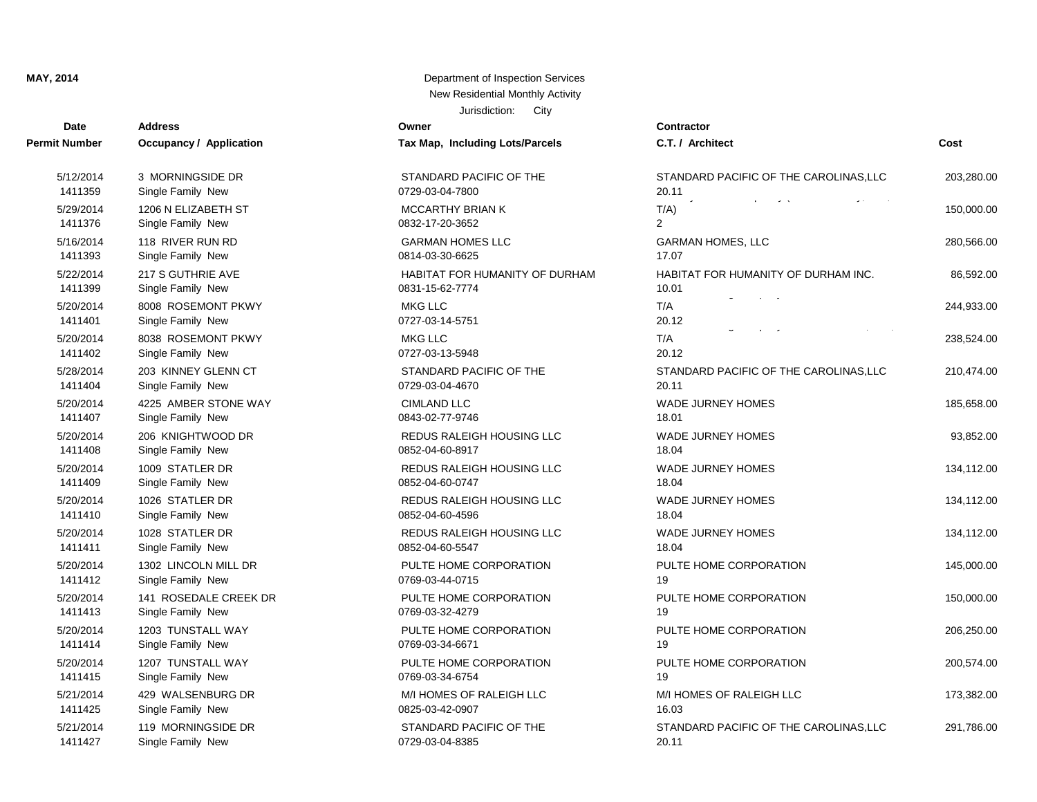**MAY, 2014**

Department of Inspection Services
New Residential Monthly Activity
Jurisdiction: City

| Date / Permit Number | Address / Occupancy / Application | Owner / Tax Map, Including Lots/Parcels | Contractor / C.T. / Architect | Cost |
|---|---|---|---|---|
| 5/12/2014<br>1411359 | 3 MORNINGSIDE DR<br>Single Family New | STANDARD PACIFIC OF THE<br>0729-03-04-7800 | STANDARD PACIFIC OF THE CAROLINAS,LLC<br>20.11 | 203,280.00 |
| 5/29/2014<br>1411376 | 1206 N ELIZABETH ST<br>Single Family New | MCCARTHY BRIAN K<br>0832-17-20-3652 | T/A)<br>2 | 150,000.00 |
| 5/16/2014<br>1411393 | 118 RIVER RUN RD<br>Single Family New | GARMAN HOMES LLC<br>0814-03-30-6625 | GARMAN HOMES, LLC<br>17.07 | 280,566.00 |
| 5/22/2014<br>1411399 | 217 S GUTHRIE AVE<br>Single Family New | HABITAT FOR HUMANITY OF DURHAM<br>0831-15-62-7774 | HABITAT FOR HUMANITY OF DURHAM INC.<br>10.01 | 86,592.00 |
| 5/20/2014<br>1411401 | 8008 ROSEMONT PKWY<br>Single Family New | MKG LLC<br>0727-03-14-5751 | T/A<br>20.12 | 244,933.00 |
| 5/20/2014<br>1411402 | 8038 ROSEMONT PKWY<br>Single Family New | MKG LLC<br>0727-03-13-5948 | T/A<br>20.12 | 238,524.00 |
| 5/28/2014<br>1411404 | 203 KINNEY GLENN CT<br>Single Family New | STANDARD PACIFIC OF THE<br>0729-03-04-4670 | STANDARD PACIFIC OF THE CAROLINAS,LLC<br>20.11 | 210,474.00 |
| 5/20/2014<br>1411407 | 4225 AMBER STONE WAY<br>Single Family New | CIMLAND LLC<br>0843-02-77-9746 | WADE JURNEY HOMES<br>18.01 | 185,658.00 |
| 5/20/2014<br>1411408 | 206 KNIGHTWOOD DR<br>Single Family New | REDUS RALEIGH HOUSING LLC<br>0852-04-60-8917 | WADE JURNEY HOMES<br>18.04 | 93,852.00 |
| 5/20/2014<br>1411409 | 1009 STATLER DR<br>Single Family New | REDUS RALEIGH HOUSING LLC<br>0852-04-60-0747 | WADE JURNEY HOMES<br>18.04 | 134,112.00 |
| 5/20/2014<br>1411410 | 1026 STATLER DR<br>Single Family New | REDUS RALEIGH HOUSING LLC<br>0852-04-60-4596 | WADE JURNEY HOMES<br>18.04 | 134,112.00 |
| 5/20/2014<br>1411411 | 1028 STATLER DR<br>Single Family New | REDUS RALEIGH HOUSING LLC<br>0852-04-60-5547 | WADE JURNEY HOMES<br>18.04 | 134,112.00 |
| 5/20/2014<br>1411412 | 1302 LINCOLN MILL DR<br>Single Family New | PULTE HOME CORPORATION<br>0769-03-44-0715 | PULTE HOME CORPORATION<br>19 | 145,000.00 |
| 5/20/2014<br>1411413 | 141 ROSEDALE CREEK DR<br>Single Family New | PULTE HOME CORPORATION<br>0769-03-32-4279 | PULTE HOME CORPORATION<br>19 | 150,000.00 |
| 5/20/2014<br>1411414 | 1203 TUNSTALL WAY<br>Single Family New | PULTE HOME CORPORATION<br>0769-03-34-6671 | PULTE HOME CORPORATION<br>19 | 206,250.00 |
| 5/20/2014<br>1411415 | 1207 TUNSTALL WAY<br>Single Family New | PULTE HOME CORPORATION<br>0769-03-34-6754 | PULTE HOME CORPORATION<br>19 | 200,574.00 |
| 5/21/2014<br>1411425 | 429 WALSENBURG DR<br>Single Family New | M/I HOMES OF RALEIGH LLC<br>0825-03-42-0907 | M/I HOMES OF RALEIGH LLC<br>16.03 | 173,382.00 |
| 5/21/2014<br>1411427 | 119 MORNINGSIDE DR<br>Single Family New | STANDARD PACIFIC OF THE<br>0729-03-04-8385 | STANDARD PACIFIC OF THE CAROLINAS,LLC<br>20.11 | 291,786.00 |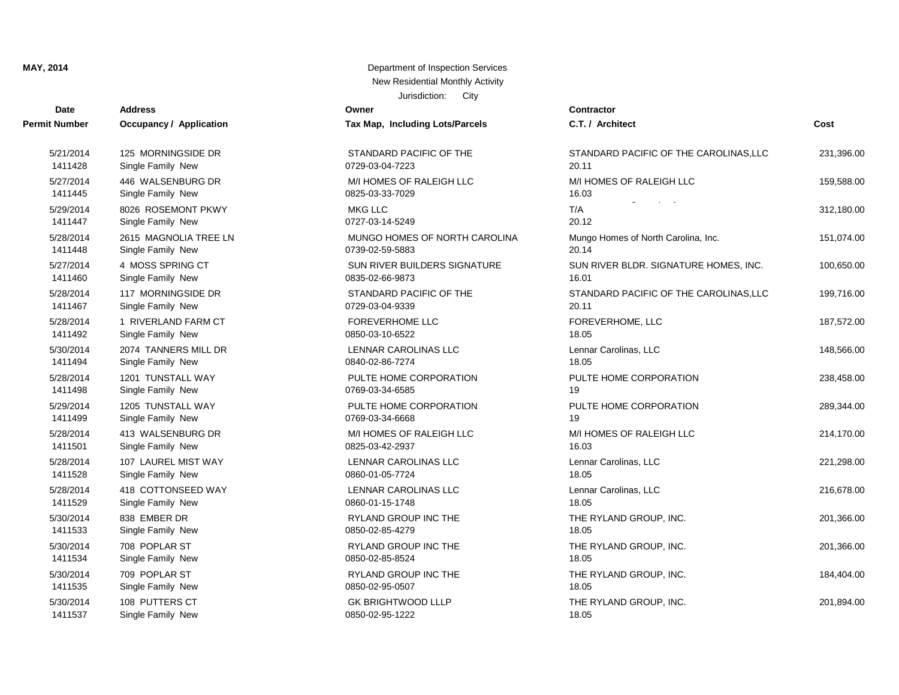**MAY, 2014**

Department of Inspection Services
New Residential Monthly Activity
Jurisdiction: City

| Date<br>Permit Number | Address<br>Occupancy / Application | Owner<br>Tax Map, Including Lots/Parcels | Contractor<br>C.T. / Architect | Cost |
|---|---|---|---|---|
| 5/21/2014<br>1411428 | 125 MORNINGSIDE DR<br>Single Family New | STANDARD PACIFIC OF THE<br>0729-03-04-7223 | STANDARD PACIFIC OF THE CAROLINAS,LLC<br>20.11 | 231,396.00 |
| 5/27/2014<br>1411445 | 446 WALSENBURG DR<br>Single Family New | M/I HOMES OF RALEIGH LLC<br>0825-03-33-7029 | M/I HOMES OF RALEIGH LLC<br>16.03 | 159,588.00 |
| 5/29/2014<br>1411447 | 8026 ROSEMONT PKWY<br>Single Family New | MKG LLC<br>0727-03-14-5249 | T/A<br>20.12 | 312,180.00 |
| 5/28/2014<br>1411448 | 2615 MAGNOLIA TREE LN<br>Single Family New | MUNGO HOMES OF NORTH CAROLINA<br>0739-02-59-5883 | Mungo Homes of North Carolina, Inc.<br>20.14 | 151,074.00 |
| 5/27/2014<br>1411460 | 4 MOSS SPRING CT<br>Single Family New | SUN RIVER BUILDERS SIGNATURE<br>0835-02-66-9873 | SUN RIVER BLDR. SIGNATURE HOMES, INC.<br>16.01 | 100,650.00 |
| 5/28/2014<br>1411467 | 117 MORNINGSIDE DR<br>Single Family New | STANDARD PACIFIC OF THE<br>0729-03-04-9339 | STANDARD PACIFIC OF THE CAROLINAS,LLC<br>20.11 | 199,716.00 |
| 5/28/2014<br>1411492 | 1 RIVERLAND FARM CT<br>Single Family New | FOREVERHOME LLC<br>0850-03-10-6522 | FOREVERHOME, LLC<br>18.05 | 187,572.00 |
| 5/30/2014<br>1411494 | 2074 TANNERS MILL DR<br>Single Family New | LENNAR CAROLINAS LLC<br>0840-02-86-7274 | Lennar Carolinas, LLC<br>18.05 | 148,566.00 |
| 5/28/2014<br>1411498 | 1201 TUNSTALL WAY<br>Single Family New | PULTE HOME CORPORATION<br>0769-03-34-6585 | PULTE HOME CORPORATION<br>19 | 238,458.00 |
| 5/29/2014<br>1411499 | 1205 TUNSTALL WAY<br>Single Family New | PULTE HOME CORPORATION<br>0769-03-34-6668 | PULTE HOME CORPORATION<br>19 | 289,344.00 |
| 5/28/2014<br>1411501 | 413 WALSENBURG DR<br>Single Family New | M/I HOMES OF RALEIGH LLC<br>0825-03-42-2937 | M/I HOMES OF RALEIGH LLC<br>16.03 | 214,170.00 |
| 5/28/2014<br>1411528 | 107 LAUREL MIST WAY<br>Single Family New | LENNAR CAROLINAS LLC<br>0860-01-05-7724 | Lennar Carolinas, LLC<br>18.05 | 221,298.00 |
| 5/28/2014<br>1411529 | 418 COTTONSEED WAY<br>Single Family New | LENNAR CAROLINAS LLC<br>0860-01-15-1748 | Lennar Carolinas, LLC<br>18.05 | 216,678.00 |
| 5/30/2014<br>1411533 | 838 EMBER DR<br>Single Family New | RYLAND GROUP INC THE<br>0850-02-85-4279 | THE RYLAND GROUP, INC.<br>18.05 | 201,366.00 |
| 5/30/2014<br>1411534 | 708 POPLAR ST<br>Single Family New | RYLAND GROUP INC THE<br>0850-02-85-8524 | THE RYLAND GROUP, INC.<br>18.05 | 201,366.00 |
| 5/30/2014<br>1411535 | 709 POPLAR ST<br>Single Family New | RYLAND GROUP INC THE<br>0850-02-95-0507 | THE RYLAND GROUP, INC.<br>18.05 | 184,404.00 |
| 5/30/2014<br>1411537 | 108 PUTTERS CT<br>Single Family New | GK BRIGHTWOOD LLLP<br>0850-02-95-1222 | THE RYLAND GROUP, INC.<br>18.05 | 201,894.00 |